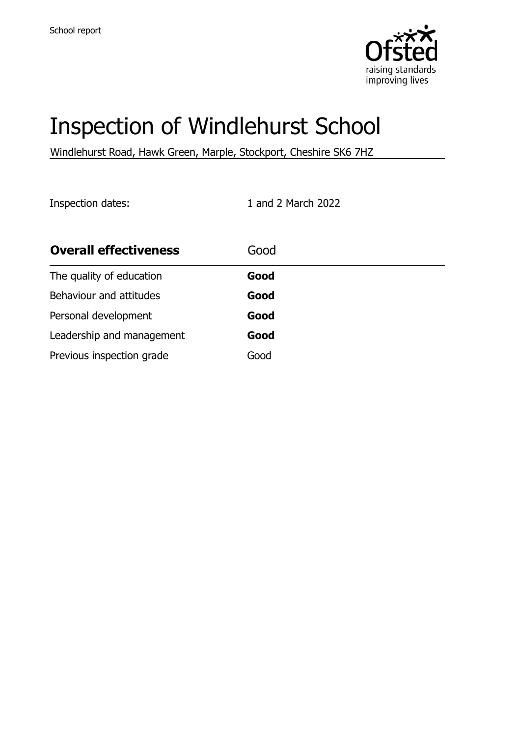School report

# Inspection of Windlehurst School

Windlehurst Road, Hawk Green, Marple, Stockport, Cheshire SK6 7HZ

Inspection dates: 1 and 2 March 2022

| **Overall effectiveness** | Good |
| --- | --- |
| The quality of education | **Good** |
| Behaviour and attitudes | **Good** |
| Personal development | **Good** |
| Leadership and management | **Good** |
| Previous inspection grade | Good |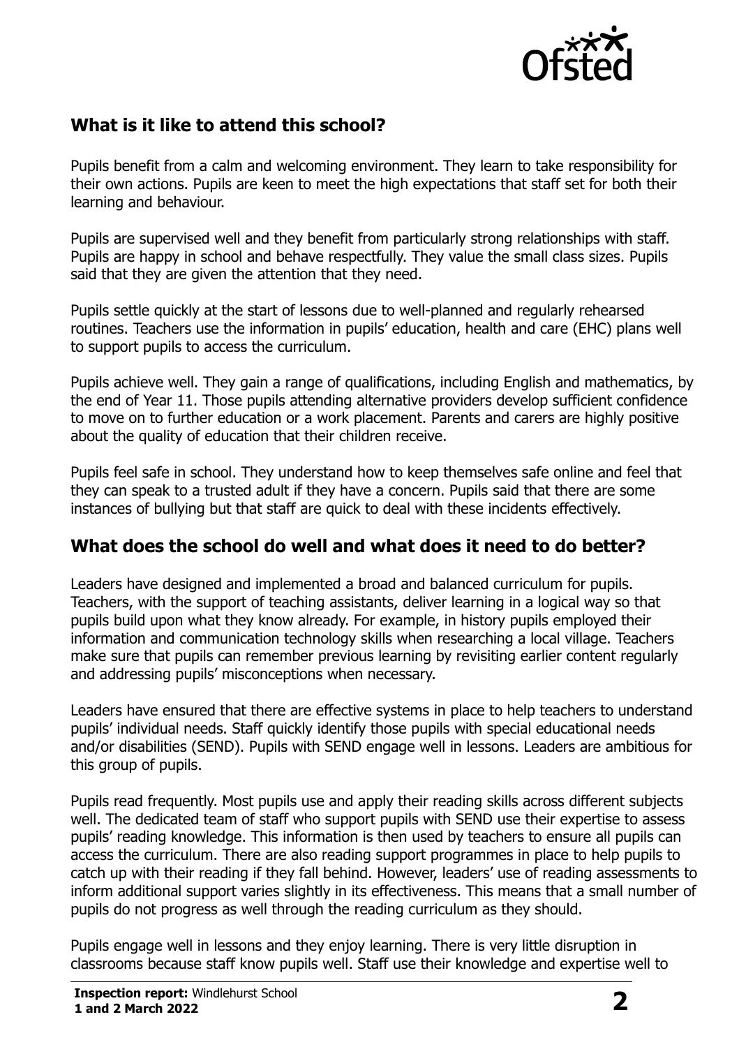## What is it like to attend this school?

Pupils benefit from a calm and welcoming environment. They learn to take responsibility for their own actions. Pupils are keen to meet the high expectations that staff set for both their learning and behaviour.

Pupils are supervised well and they benefit from particularly strong relationships with staff. Pupils are happy in school and behave respectfully. They value the small class sizes. Pupils said that they are given the attention that they need.

Pupils settle quickly at the start of lessons due to well-planned and regularly rehearsed routines. Teachers use the information in pupils' education, health and care (EHC) plans well to support pupils to access the curriculum.

Pupils achieve well. They gain a range of qualifications, including English and mathematics, by the end of Year 11. Those pupils attending alternative providers develop sufficient confidence to move on to further education or a work placement. Parents and carers are highly positive about the quality of education that their children receive.

Pupils feel safe in school. They understand how to keep themselves safe online and feel that they can speak to a trusted adult if they have a concern. Pupils said that there are some instances of bullying but that staff are quick to deal with these incidents effectively.

## What does the school do well and what does it need to do better?

Leaders have designed and implemented a broad and balanced curriculum for pupils. Teachers, with the support of teaching assistants, deliver learning in a logical way so that pupils build upon what they know already. For example, in history pupils employed their information and communication technology skills when researching a local village. Teachers make sure that pupils can remember previous learning by revisiting earlier content regularly and addressing pupils' misconceptions when necessary.

Leaders have ensured that there are effective systems in place to help teachers to understand pupils' individual needs. Staff quickly identify those pupils with special educational needs and/or disabilities (SEND). Pupils with SEND engage well in lessons. Leaders are ambitious for this group of pupils.

Pupils read frequently. Most pupils use and apply their reading skills across different subjects well. The dedicated team of staff who support pupils with SEND use their expertise to assess pupils' reading knowledge. This information is then used by teachers to ensure all pupils can access the curriculum. There are also reading support programmes in place to help pupils to catch up with their reading if they fall behind. However, leaders' use of reading assessments to inform additional support varies slightly in its effectiveness. This means that a small number of pupils do not progress as well through the reading curriculum as they should.

Pupils engage well in lessons and they enjoy learning. There is very little disruption in classrooms because staff know pupils well. Staff use their knowledge and expertise well to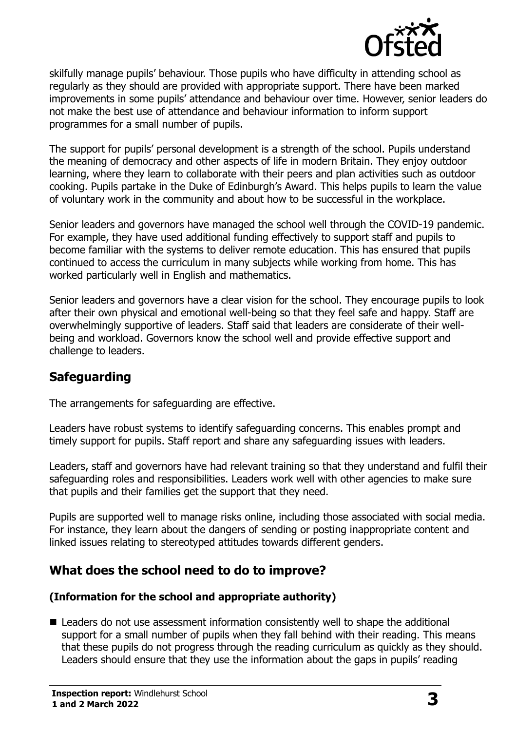skilfully manage pupils' behaviour. Those pupils who have difficulty in attending school as regularly as they should are provided with appropriate support. There have been marked improvements in some pupils' attendance and behaviour over time. However, senior leaders do not make the best use of attendance and behaviour information to inform support programmes for a small number of pupils.

The support for pupils' personal development is a strength of the school. Pupils understand the meaning of democracy and other aspects of life in modern Britain. They enjoy outdoor learning, where they learn to collaborate with their peers and plan activities such as outdoor cooking. Pupils partake in the Duke of Edinburgh's Award. This helps pupils to learn the value of voluntary work in the community and about how to be successful in the workplace.

Senior leaders and governors have managed the school well through the COVID-19 pandemic. For example, they have used additional funding effectively to support staff and pupils to become familiar with the systems to deliver remote education. This has ensured that pupils continued to access the curriculum in many subjects while working from home. This has worked particularly well in English and mathematics.

Senior leaders and governors have a clear vision for the school. They encourage pupils to look after their own physical and emotional well-being so that they feel safe and happy. Staff are overwhelmingly supportive of leaders. Staff said that leaders are considerate of their well-being and workload. Governors know the school well and provide effective support and challenge to leaders.

## Safeguarding

The arrangements for safeguarding are effective.

Leaders have robust systems to identify safeguarding concerns. This enables prompt and timely support for pupils. Staff report and share any safeguarding issues with leaders.

Leaders, staff and governors have had relevant training so that they understand and fulfil their safeguarding roles and responsibilities. Leaders work well with other agencies to make sure that pupils and their families get the support that they need.

Pupils are supported well to manage risks online, including those associated with social media. For instance, they learn about the dangers of sending or posting inappropriate content and linked issues relating to stereotyped attitudes towards different genders.

## What does the school need to do to improve?

### (Information for the school and appropriate authority)

- Leaders do not use assessment information consistently well to shape the additional support for a small number of pupils when they fall behind with their reading. This means that these pupils do not progress through the reading curriculum as quickly as they should. Leaders should ensure that they use the information about the gaps in pupils' reading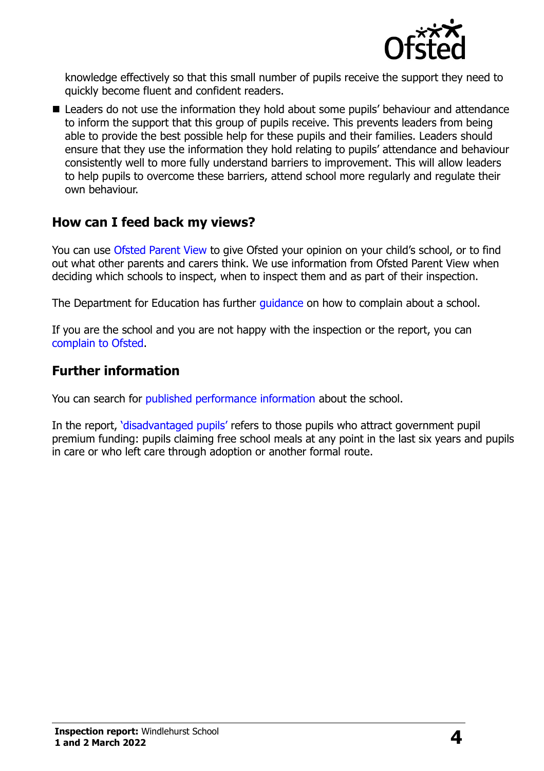knowledge effectively so that this small number of pupils receive the support they need to quickly become fluent and confident readers.

- Leaders do not use the information they hold about some pupils' behaviour and attendance to inform the support that this group of pupils receive. This prevents leaders from being able to provide the best possible help for these pupils and their families. Leaders should ensure that they use the information they hold relating to pupils' attendance and behaviour consistently well to more fully understand barriers to improvement. This will allow leaders to help pupils to overcome these barriers, attend school more regularly and regulate their own behaviour.

## How can I feed back my views?

You can use Ofsted Parent View to give Ofsted your opinion on your child's school, or to find out what other parents and carers think. We use information from Ofsted Parent View when deciding which schools to inspect, when to inspect them and as part of their inspection.

The Department for Education has further guidance on how to complain about a school.

If you are the school and you are not happy with the inspection or the report, you can complain to Ofsted.

## Further information

You can search for published performance information about the school.

In the report, 'disadvantaged pupils' refers to those pupils who attract government pupil premium funding: pupils claiming free school meals at any point in the last six years and pupils in care or who left care through adoption or another formal route.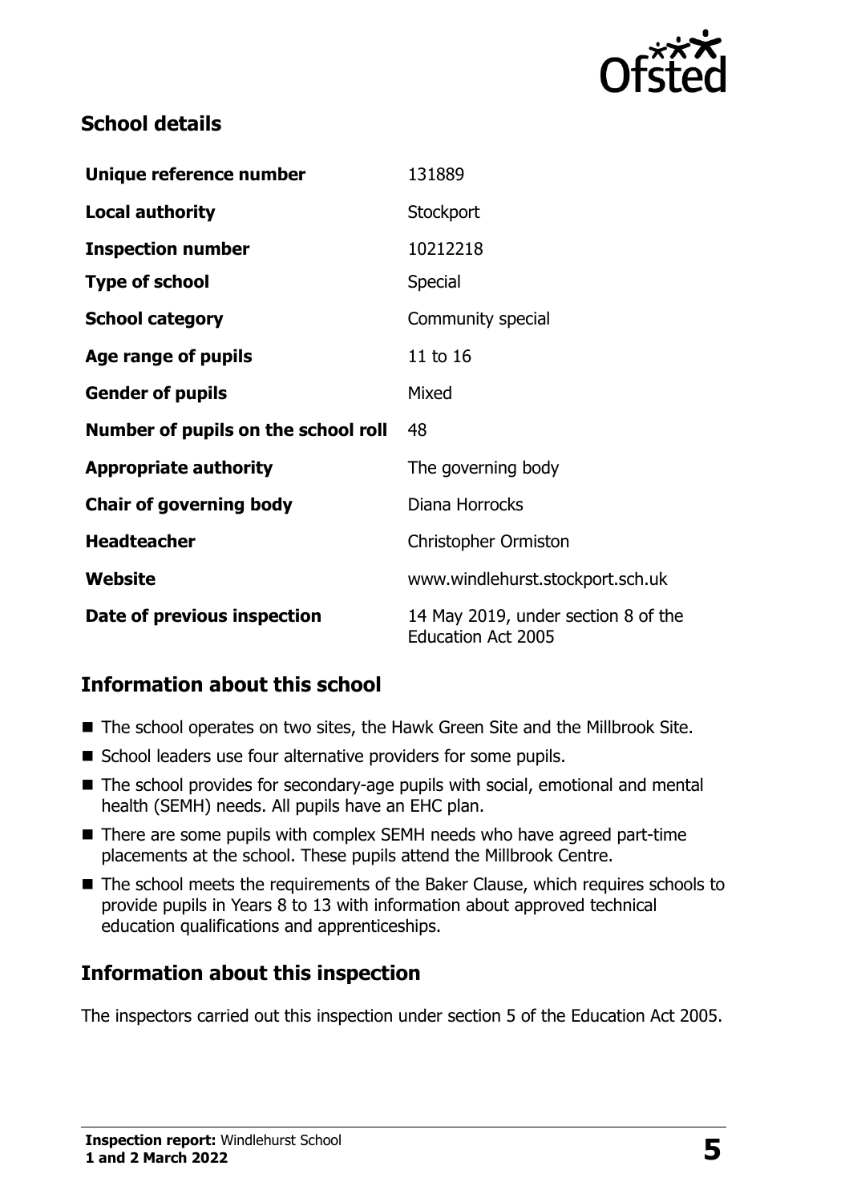## School details

| | |
|---|---|
| **Unique reference number** | 131889 |
| **Local authority** | Stockport |
| **Inspection number** | 10212218 |
| **Type of school** | Special |
| **School category** | Community special |
| **Age range of pupils** | 11 to 16 |
| **Gender of pupils** | Mixed |
| **Number of pupils on the school roll** | 48 |
| **Appropriate authority** | The governing body |
| **Chair of governing body** | Diana Horrocks |
| **Headteacher** | Christopher Ormiston |
| **Website** | www.windlehurst.stockport.sch.uk |
| **Date of previous inspection** | 14 May 2019, under section 8 of the Education Act 2005 |

## Information about this school

- The school operates on two sites, the Hawk Green Site and the Millbrook Site.
- School leaders use four alternative providers for some pupils.
- The school provides for secondary-age pupils with social, emotional and mental health (SEMH) needs. All pupils have an EHC plan.
- There are some pupils with complex SEMH needs who have agreed part-time placements at the school. These pupils attend the Millbrook Centre.
- The school meets the requirements of the Baker Clause, which requires schools to provide pupils in Years 8 to 13 with information about approved technical education qualifications and apprenticeships.

## Information about this inspection

The inspectors carried out this inspection under section 5 of the Education Act 2005.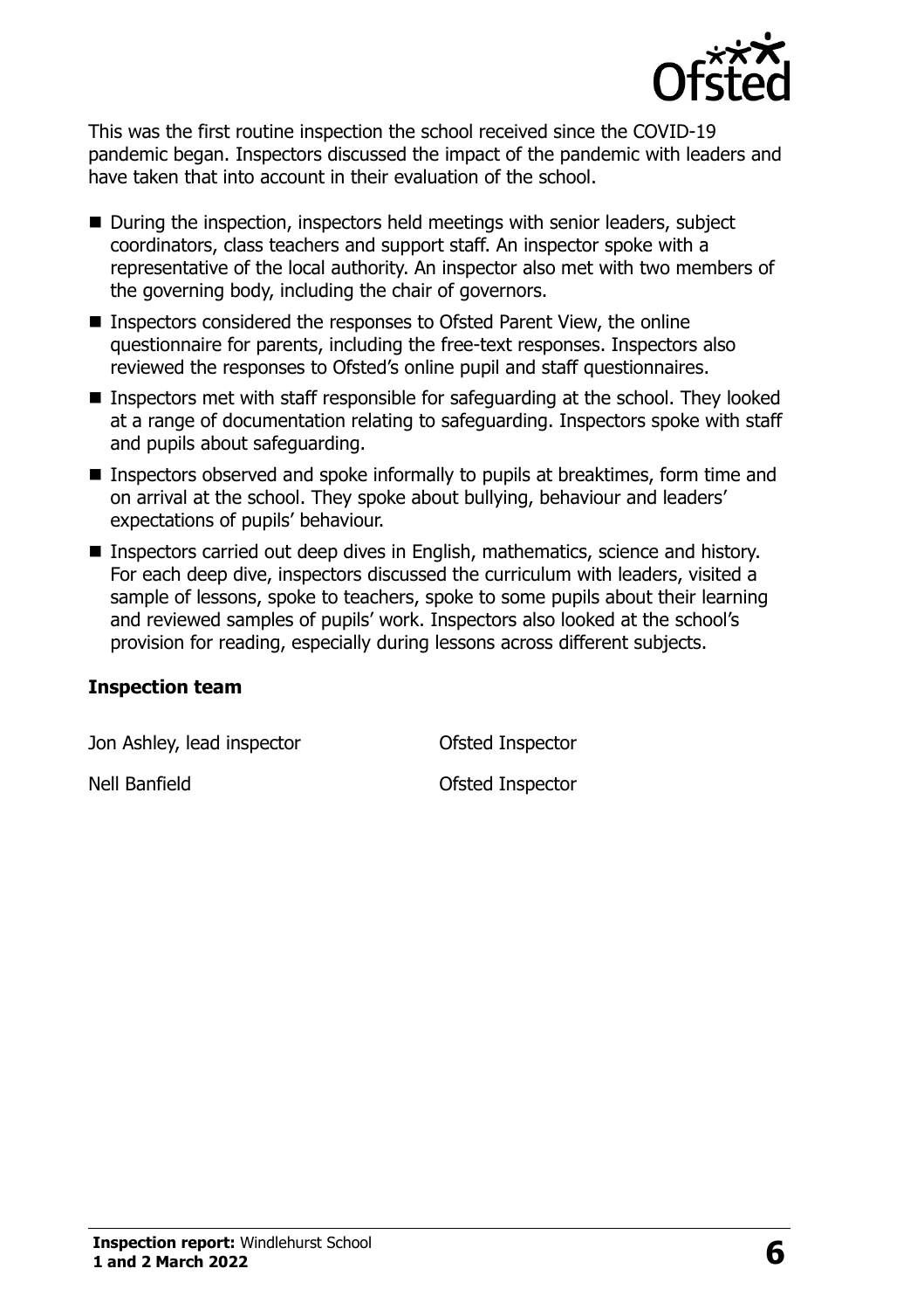This was the first routine inspection the school received since the COVID-19 pandemic began. Inspectors discussed the impact of the pandemic with leaders and have taken that into account in their evaluation of the school.

- During the inspection, inspectors held meetings with senior leaders, subject coordinators, class teachers and support staff. An inspector spoke with a representative of the local authority. An inspector also met with two members of the governing body, including the chair of governors.
- Inspectors considered the responses to Ofsted Parent View, the online questionnaire for parents, including the free-text responses. Inspectors also reviewed the responses to Ofsted's online pupil and staff questionnaires.
- Inspectors met with staff responsible for safeguarding at the school. They looked at a range of documentation relating to safeguarding. Inspectors spoke with staff and pupils about safeguarding.
- Inspectors observed and spoke informally to pupils at breaktimes, form time and on arrival at the school. They spoke about bullying, behaviour and leaders' expectations of pupils' behaviour.
- Inspectors carried out deep dives in English, mathematics, science and history. For each deep dive, inspectors discussed the curriculum with leaders, visited a sample of lessons, spoke to teachers, spoke to some pupils about their learning and reviewed samples of pupils' work. Inspectors also looked at the school's provision for reading, especially during lessons across different subjects.

### Inspection team

| | |
|---|---|
| Jon Ashley, lead inspector | Ofsted Inspector |
| Nell Banfield | Ofsted Inspector |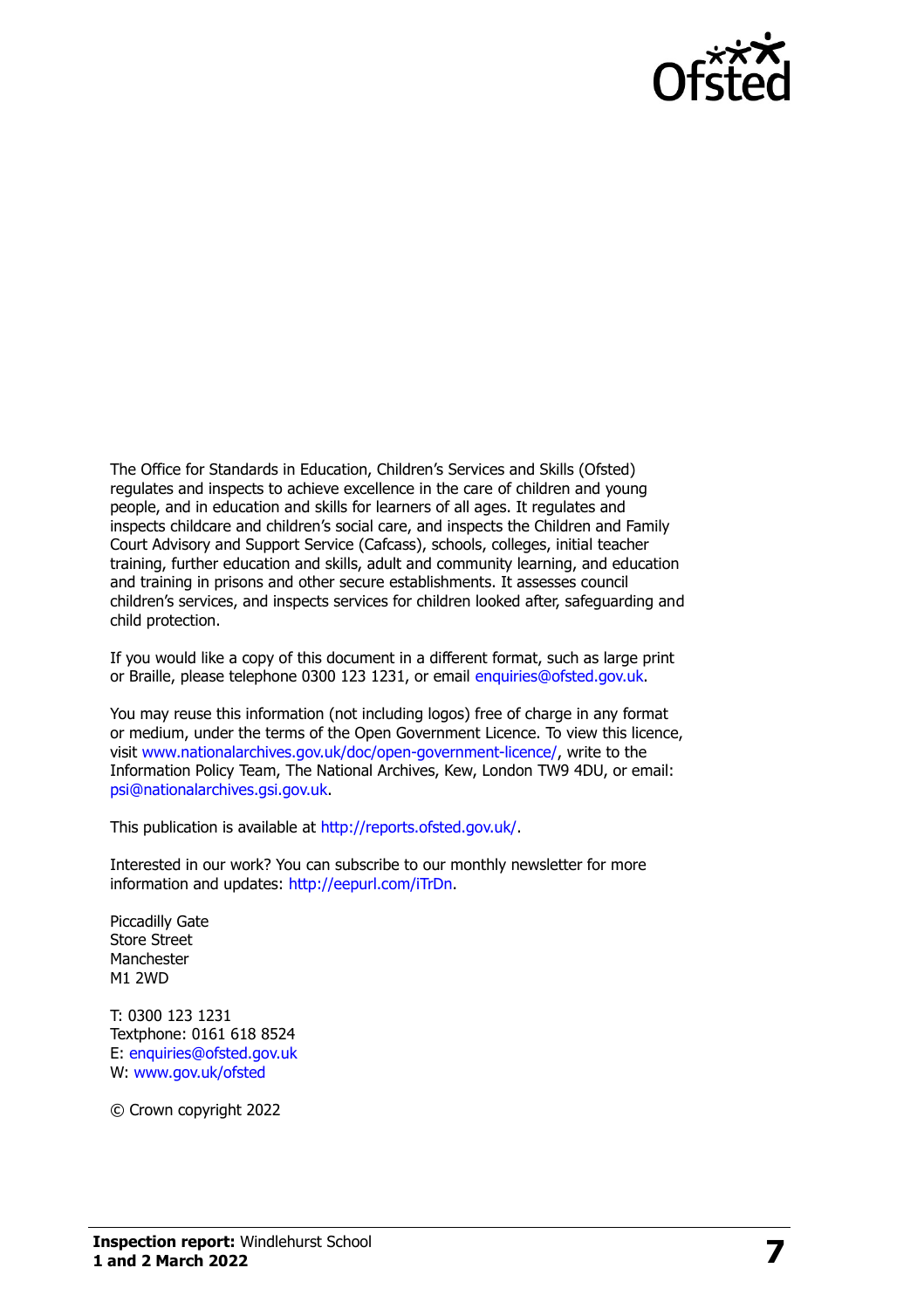The Office for Standards in Education, Children's Services and Skills (Ofsted) regulates and inspects to achieve excellence in the care of children and young people, and in education and skills for learners of all ages. It regulates and inspects childcare and children's social care, and inspects the Children and Family Court Advisory and Support Service (Cafcass), schools, colleges, initial teacher training, further education and skills, adult and community learning, and education and training in prisons and other secure establishments. It assesses council children's services, and inspects services for children looked after, safeguarding and child protection.

If you would like a copy of this document in a different format, such as large print or Braille, please telephone 0300 123 1231, or email enquiries@ofsted.gov.uk.

You may reuse this information (not including logos) free of charge in any format or medium, under the terms of the Open Government Licence. To view this licence, visit www.nationalarchives.gov.uk/doc/open-government-licence/, write to the Information Policy Team, The National Archives, Kew, London TW9 4DU, or email: psi@nationalarchives.gsi.gov.uk.

This publication is available at http://reports.ofsted.gov.uk/.

Interested in our work? You can subscribe to our monthly newsletter for more information and updates: http://eepurl.com/iTrDn.

Piccadilly Gate
Store Street
Manchester
M1 2WD

T: 0300 123 1231
Textphone: 0161 618 8524
E: enquiries@ofsted.gov.uk
W: www.gov.uk/ofsted

© Crown copyright 2022